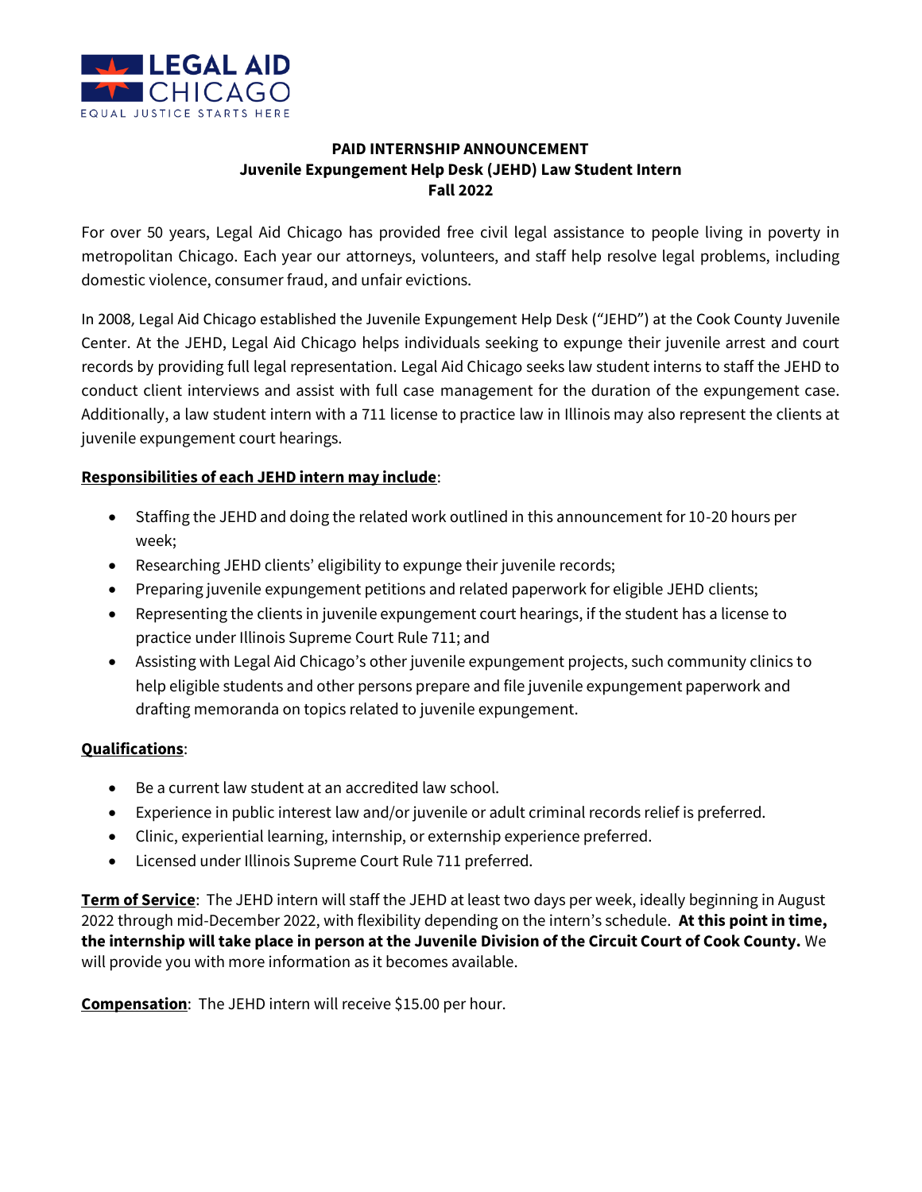LEGAL AID CHICAGO
EQUAL JUSTICE STARTS HERE

**PAID INTERNSHIP ANNOUNCEMENT**
**Juvenile Expungement Help Desk (JEHD) Law Student Intern**
**Fall 2022**

For over 50 years, Legal Aid Chicago has provided free civil legal assistance to people living in poverty in metropolitan Chicago. Each year our attorneys, volunteers, and staff help resolve legal problems, including domestic violence, consumer fraud, and unfair evictions.

In 2008, Legal Aid Chicago established the Juvenile Expungement Help Desk ("JEHD") at the Cook County Juvenile Center. At the JEHD, Legal Aid Chicago helps individuals seeking to expunge their juvenile arrest and court records by providing full legal representation. Legal Aid Chicago seeks law student interns to staff the JEHD to conduct client interviews and assist with full case management for the duration of the expungement case. Additionally, a law student intern with a 711 license to practice law in Illinois may also represent the clients at juvenile expungement court hearings.

**Responsibilities of each JEHD intern may include**:

- Staffing the JEHD and doing the related work outlined in this announcement for 10-20 hours per week;
- Researching JEHD clients' eligibility to expunge their juvenile records;
- Preparing juvenile expungement petitions and related paperwork for eligible JEHD clients;
- Representing the clients in juvenile expungement court hearings, if the student has a license to practice under Illinois Supreme Court Rule 711; and
- Assisting with Legal Aid Chicago's other juvenile expungement projects, such community clinics to help eligible students and other persons prepare and file juvenile expungement paperwork and drafting memoranda on topics related to juvenile expungement.

**Qualifications**:

- Be a current law student at an accredited law school.
- Experience in public interest law and/or juvenile or adult criminal records relief is preferred.
- Clinic, experiential learning, internship, or externship experience preferred.
- Licensed under Illinois Supreme Court Rule 711 preferred.

**Term of Service**: The JEHD intern will staff the JEHD at least two days per week, ideally beginning in August 2022 through mid-December 2022, with flexibility depending on the intern's schedule. **At this point in time, the internship will take place in person at the Juvenile Division of the Circuit Court of Cook County.** We will provide you with more information as it becomes available.

**Compensation**: The JEHD intern will receive $15.00 per hour.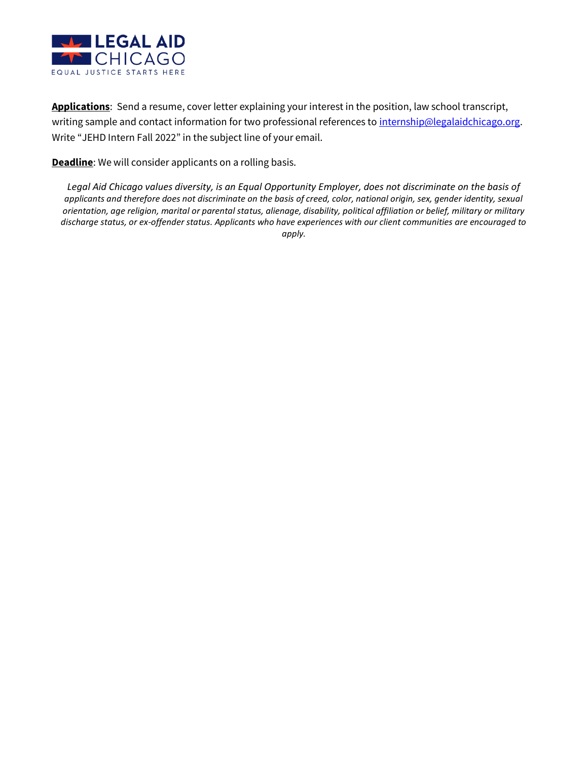**Applications**: Send a resume, cover letter explaining your interest in the position, law school transcript, writing sample and contact information for two professional references to internship@legalaidchicago.org. Write "JEHD Intern Fall 2022" in the subject line of your email.

**Deadline**: We will consider applicants on a rolling basis.

*Legal Aid Chicago values diversity, is an Equal Opportunity Employer, does not discriminate on the basis of applicants and therefore does not discriminate on the basis of creed, color, national origin, sex, gender identity, sexual orientation, age religion, marital or parental status, alienage, disability, political affiliation or belief, military or military discharge status, or ex-offender status. Applicants who have experiences with our client communities are encouraged to apply.*